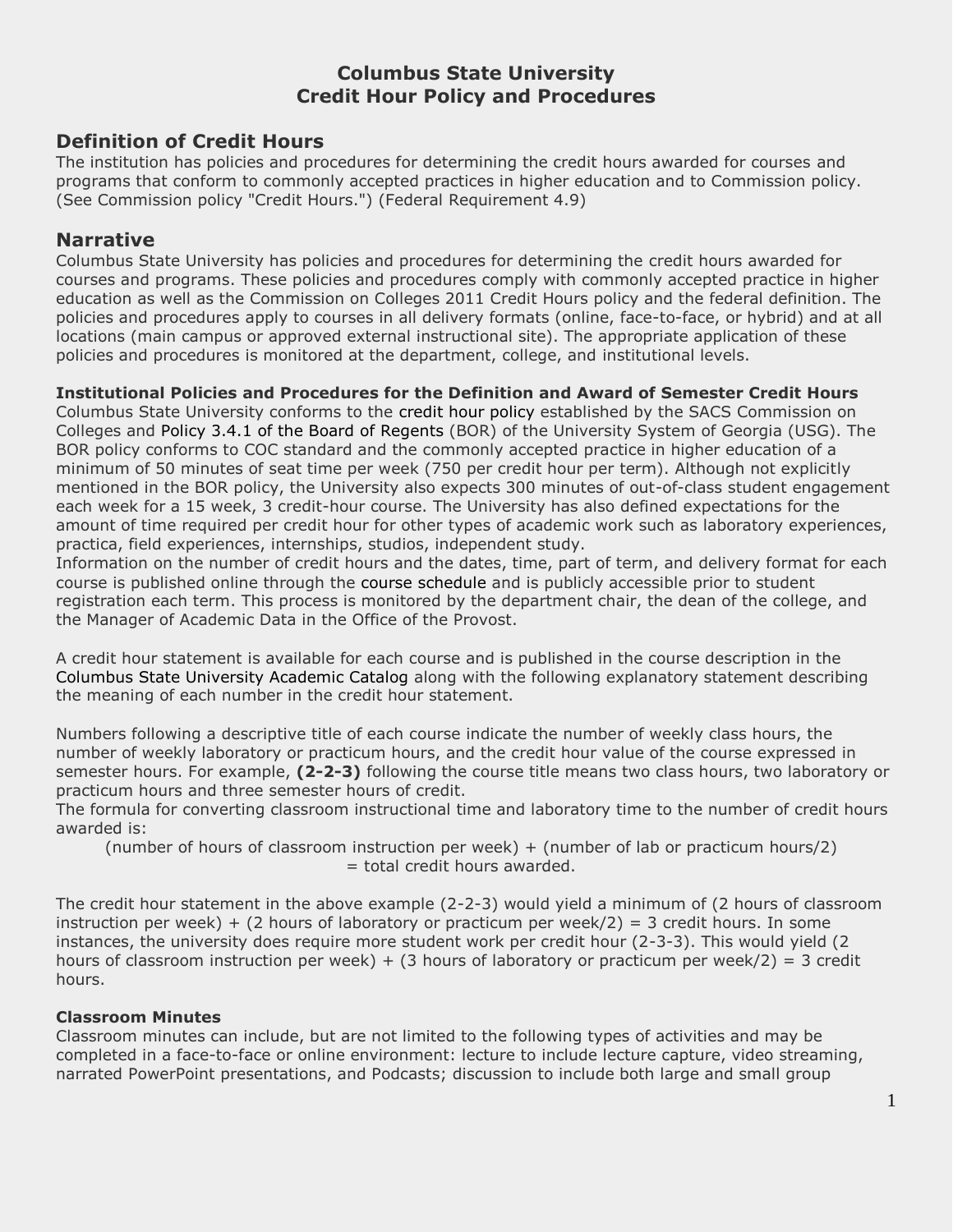# Columbus State University
# Credit Hour Policy and Procedures

## Definition of Credit Hours

The institution has policies and procedures for determining the credit hours awarded for courses and programs that conform to commonly accepted practices in higher education and to Commission policy. (See Commission policy "Credit Hours.") (Federal Requirement 4.9)

## Narrative

Columbus State University has policies and procedures for determining the credit hours awarded for courses and programs. These policies and procedures comply with commonly accepted practice in higher education as well as the Commission on Colleges 2011 Credit Hours policy and the federal definition. The policies and procedures apply to courses in all delivery formats (online, face-to-face, or hybrid) and at all locations (main campus or approved external instructional site). The appropriate application of these policies and procedures is monitored at the department, college, and institutional levels.

**Institutional Policies and Procedures for the Definition and Award of Semester Credit Hours**

Columbus State University conforms to the credit hour policy established by the SACS Commission on Colleges and Policy 3.4.1 of the Board of Regents (BOR) of the University System of Georgia (USG). The BOR policy conforms to COC standard and the commonly accepted practice in higher education of a minimum of 50 minutes of seat time per week (750 per credit hour per term). Although not explicitly mentioned in the BOR policy, the University also expects 300 minutes of out-of-class student engagement each week for a 15 week, 3 credit-hour course. The University has also defined expectations for the amount of time required per credit hour for other types of academic work such as laboratory experiences, practica, field experiences, internships, studios, independent study.

Information on the number of credit hours and the dates, time, part of term, and delivery format for each course is published online through the course schedule and is publicly accessible prior to student registration each term. This process is monitored by the department chair, the dean of the college, and the Manager of Academic Data in the Office of the Provost.

A credit hour statement is available for each course and is published in the course description in the Columbus State University Academic Catalog along with the following explanatory statement describing the meaning of each number in the credit hour statement.

Numbers following a descriptive title of each course indicate the number of weekly class hours, the number of weekly laboratory or practicum hours, and the credit hour value of the course expressed in semester hours. For example, **(2-2-3)** following the course title means two class hours, two laboratory or practicum hours and three semester hours of credit.

The formula for converting classroom instructional time and laboratory time to the number of credit hours awarded is:

(number of hours of classroom instruction per week) + (number of lab or practicum hours/2) = total credit hours awarded.

The credit hour statement in the above example (2-2-3) would yield a minimum of (2 hours of classroom instruction per week) + (2 hours of laboratory or practicum per week/2) = 3 credit hours. In some instances, the university does require more student work per credit hour (2-3-3). This would yield (2 hours of classroom instruction per week) + (3 hours of laboratory or practicum per week/2) = 3 credit hours.

**Classroom Minutes**

Classroom minutes can include, but are not limited to the following types of activities and may be completed in a face-to-face or online environment: lecture to include lecture capture, video streaming, narrated PowerPoint presentations, and Podcasts; discussion to include both large and small group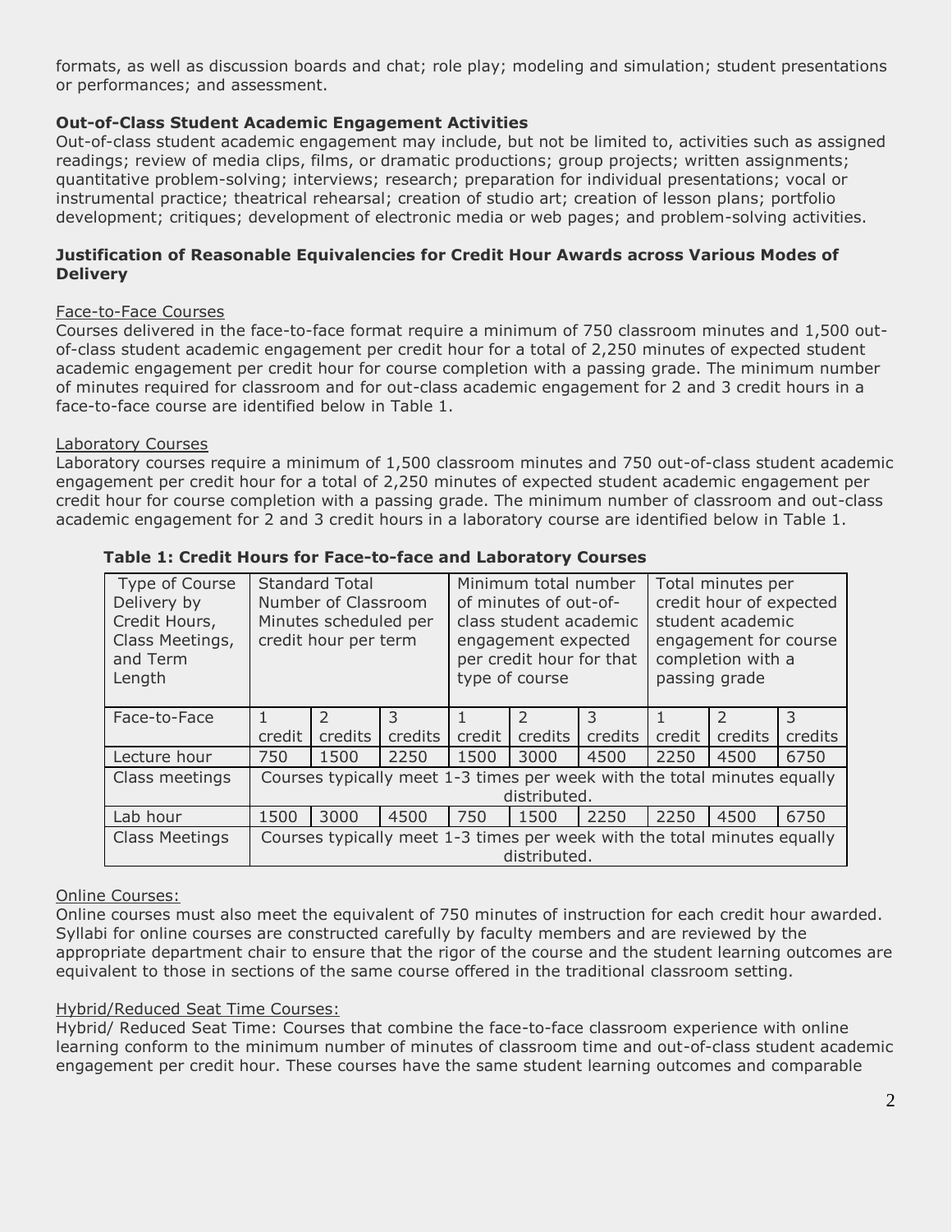formats, as well as discussion boards and chat; role play; modeling and simulation; student presentations or performances; and assessment.

**Out-of-Class Student Academic Engagement Activities**

Out-of-class student academic engagement may include, but not be limited to, activities such as assigned readings; review of media clips, films, or dramatic productions; group projects; written assignments; quantitative problem-solving; interviews; research; preparation for individual presentations; vocal or instrumental practice; theatrical rehearsal; creation of studio art; creation of lesson plans; portfolio development; critiques; development of electronic media or web pages; and problem-solving activities.

**Justification of Reasonable Equivalencies for Credit Hour Awards across Various Modes of Delivery**

Face-to-Face Courses

Courses delivered in the face-to-face format require a minimum of 750 classroom minutes and 1,500 out-of-class student academic engagement per credit hour for a total of 2,250 minutes of expected student academic engagement per credit hour for course completion with a passing grade. The minimum number of minutes required for classroom and for out-class academic engagement for 2 and 3 credit hours in a face-to-face course are identified below in Table 1.

Laboratory Courses

Laboratory courses require a minimum of 1,500 classroom minutes and 750 out-of-class student academic engagement per credit hour for a total of 2,250 minutes of expected student academic engagement per credit hour for course completion with a passing grade. The minimum number of classroom and out-class academic engagement for 2 and 3 credit hours in a laboratory course are identified below in Table 1.

**Table 1: Credit Hours for Face-to-face and Laboratory Courses**

| Type of Course Delivery by Credit Hours, Class Meetings, and Term Length | Standard Total Number of Classroom Minutes scheduled per credit hour per term | | | Minimum total number of minutes of out-of-class student academic engagement expected per credit hour for that type of course | | | Total minutes per credit hour of expected student academic engagement for course completion with a passing grade | | |
|---|---|---|---|---|---|---|---|---|---|
| Face-to-Face | 1 credit | 2 credits | 3 credits | 1 credit | 2 credits | 3 credits | 1 credit | 2 credits | 3 credits |
| Lecture hour | 750 | 1500 | 2250 | 1500 | 3000 | 4500 | 2250 | 4500 | 6750 |
| Class meetings | Courses typically meet 1-3 times per week with the total minutes equally distributed. | | | | | | | | |
| Lab hour | 1500 | 3000 | 4500 | 750 | 1500 | 2250 | 2250 | 4500 | 6750 |
| Class Meetings | Courses typically meet 1-3 times per week with the total minutes equally distributed. | | | | | | | | |

Online Courses:

Online courses must also meet the equivalent of 750 minutes of instruction for each credit hour awarded. Syllabi for online courses are constructed carefully by faculty members and are reviewed by the appropriate department chair to ensure that the rigor of the course and the student learning outcomes are equivalent to those in sections of the same course offered in the traditional classroom setting.

Hybrid/Reduced Seat Time Courses:

Hybrid/ Reduced Seat Time: Courses that combine the face-to-face classroom experience with online learning conform to the minimum number of minutes of classroom time and out-of-class student academic engagement per credit hour. These courses have the same student learning outcomes and comparable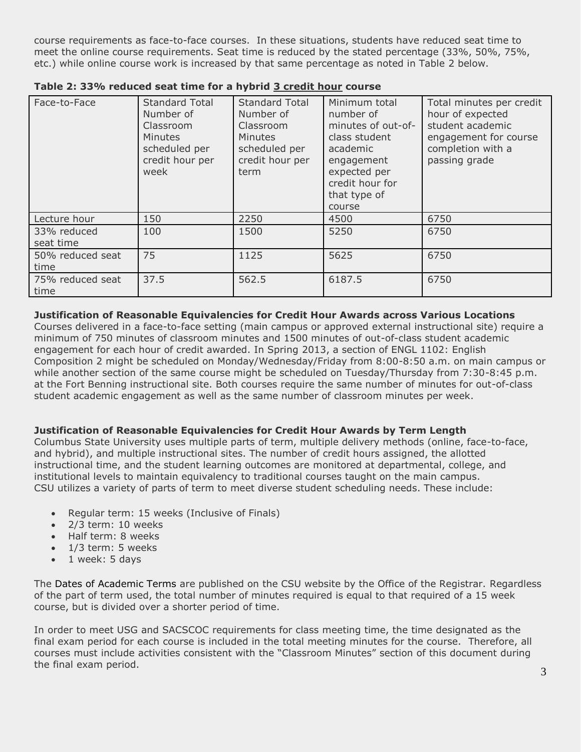course requirements as face-to-face courses. In these situations, students have reduced seat time to meet the online course requirements. Seat time is reduced by the stated percentage (33%, 50%, 75%, etc.) while online course work is increased by that same percentage as noted in Table 2 below.

**Table 2: 33% reduced seat time for a hybrid 3 credit hour course**

| Face-to-Face | Standard Total Number of Classroom Minutes scheduled per credit hour per week | Standard Total Number of Classroom Minutes scheduled per credit hour per term | Minimum total number of minutes of out-of-class student academic engagement expected per credit hour for that type of course | Total minutes per credit hour of expected student academic engagement for course completion with a passing grade |
|---|---|---|---|---|
| Lecture hour | 150 | 2250 | 4500 | 6750 |
| 33% reduced seat time | 100 | 1500 | 5250 | 6750 |
| 50% reduced seat time | 75 | 1125 | 5625 | 6750 |
| 75% reduced seat time | 37.5 | 562.5 | 6187.5 | 6750 |

**Justification of Reasonable Equivalencies for Credit Hour Awards across Various Locations**
Courses delivered in a face-to-face setting (main campus or approved external instructional site) require a minimum of 750 minutes of classroom minutes and 1500 minutes of out-of-class student academic engagement for each hour of credit awarded. In Spring 2013, a section of ENGL 1102: English Composition 2 might be scheduled on Monday/Wednesday/Friday from 8:00-8:50 a.m. on main campus or while another section of the same course might be scheduled on Tuesday/Thursday from 7:30-8:45 p.m. at the Fort Benning instructional site. Both courses require the same number of minutes for out-of-class student academic engagement as well as the same number of classroom minutes per week.

**Justification of Reasonable Equivalencies for Credit Hour Awards by Term Length**
Columbus State University uses multiple parts of term, multiple delivery methods (online, face-to-face, and hybrid), and multiple instructional sites. The number of credit hours assigned, the allotted instructional time, and the student learning outcomes are monitored at departmental, college, and institutional levels to maintain equivalency to traditional courses taught on the main campus.
CSU utilizes a variety of parts of term to meet diverse student scheduling needs. These include:

- Regular term: 15 weeks (Inclusive of Finals)
- 2/3 term: 10 weeks
- Half term: 8 weeks
- 1/3 term: 5 weeks
- 1 week: 5 days

The Dates of Academic Terms are published on the CSU website by the Office of the Registrar. Regardless of the part of term used, the total number of minutes required is equal to that required of a 15 week course, but is divided over a shorter period of time.

In order to meet USG and SACSCOC requirements for class meeting time, the time designated as the final exam period for each course is included in the total meeting minutes for the course. Therefore, all courses must include activities consistent with the "Classroom Minutes" section of this document during the final exam period.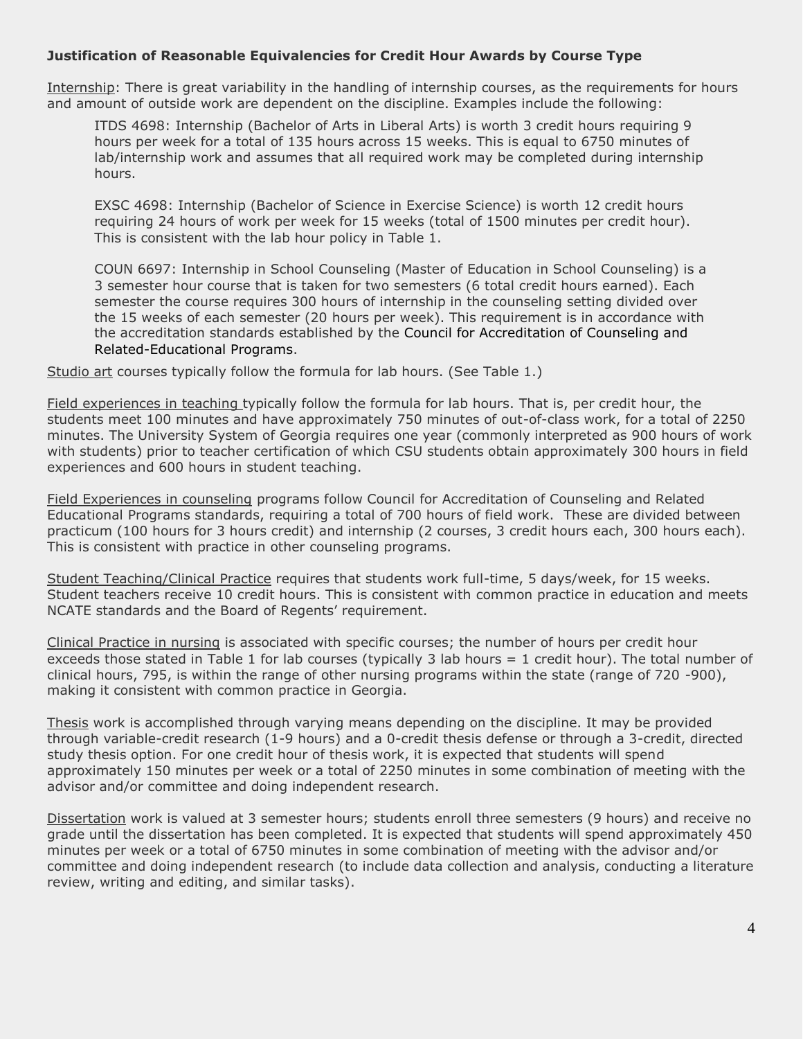**Justification of Reasonable Equivalencies for Credit Hour Awards by Course Type**

Internship: There is great variability in the handling of internship courses, as the requirements for hours and amount of outside work are dependent on the discipline. Examples include the following:

> ITDS 4698: Internship (Bachelor of Arts in Liberal Arts) is worth 3 credit hours requiring 9 hours per week for a total of 135 hours across 15 weeks. This is equal to 6750 minutes of lab/internship work and assumes that all required work may be completed during internship hours.
>
> EXSC 4698: Internship (Bachelor of Science in Exercise Science) is worth 12 credit hours requiring 24 hours of work per week for 15 weeks (total of 1500 minutes per credit hour). This is consistent with the lab hour policy in Table 1.
>
> COUN 6697: Internship in School Counseling (Master of Education in School Counseling) is a 3 semester hour course that is taken for two semesters (6 total credit hours earned). Each semester the course requires 300 hours of internship in the counseling setting divided over the 15 weeks of each semester (20 hours per week). This requirement is in accordance with the accreditation standards established by the Council for Accreditation of Counseling and Related-Educational Programs.

Studio art courses typically follow the formula for lab hours. (See Table 1.)

Field experiences in teaching typically follow the formula for lab hours. That is, per credit hour, the students meet 100 minutes and have approximately 750 minutes of out-of-class work, for a total of 2250 minutes. The University System of Georgia requires one year (commonly interpreted as 900 hours of work with students) prior to teacher certification of which CSU students obtain approximately 300 hours in field experiences and 600 hours in student teaching.

Field Experiences in counseling programs follow Council for Accreditation of Counseling and Related Educational Programs standards, requiring a total of 700 hours of field work. These are divided between practicum (100 hours for 3 hours credit) and internship (2 courses, 3 credit hours each, 300 hours each). This is consistent with practice in other counseling programs.

Student Teaching/Clinical Practice requires that students work full-time, 5 days/week, for 15 weeks. Student teachers receive 10 credit hours. This is consistent with common practice in education and meets NCATE standards and the Board of Regents' requirement.

Clinical Practice in nursing is associated with specific courses; the number of hours per credit hour exceeds those stated in Table 1 for lab courses (typically 3 lab hours = 1 credit hour). The total number of clinical hours, 795, is within the range of other nursing programs within the state (range of 720 -900), making it consistent with common practice in Georgia.

Thesis work is accomplished through varying means depending on the discipline. It may be provided through variable-credit research (1-9 hours) and a 0-credit thesis defense or through a 3-credit, directed study thesis option. For one credit hour of thesis work, it is expected that students will spend approximately 150 minutes per week or a total of 2250 minutes in some combination of meeting with the advisor and/or committee and doing independent research.

Dissertation work is valued at 3 semester hours; students enroll three semesters (9 hours) and receive no grade until the dissertation has been completed. It is expected that students will spend approximately 450 minutes per week or a total of 6750 minutes in some combination of meeting with the advisor and/or committee and doing independent research (to include data collection and analysis, conducting a literature review, writing and editing, and similar tasks).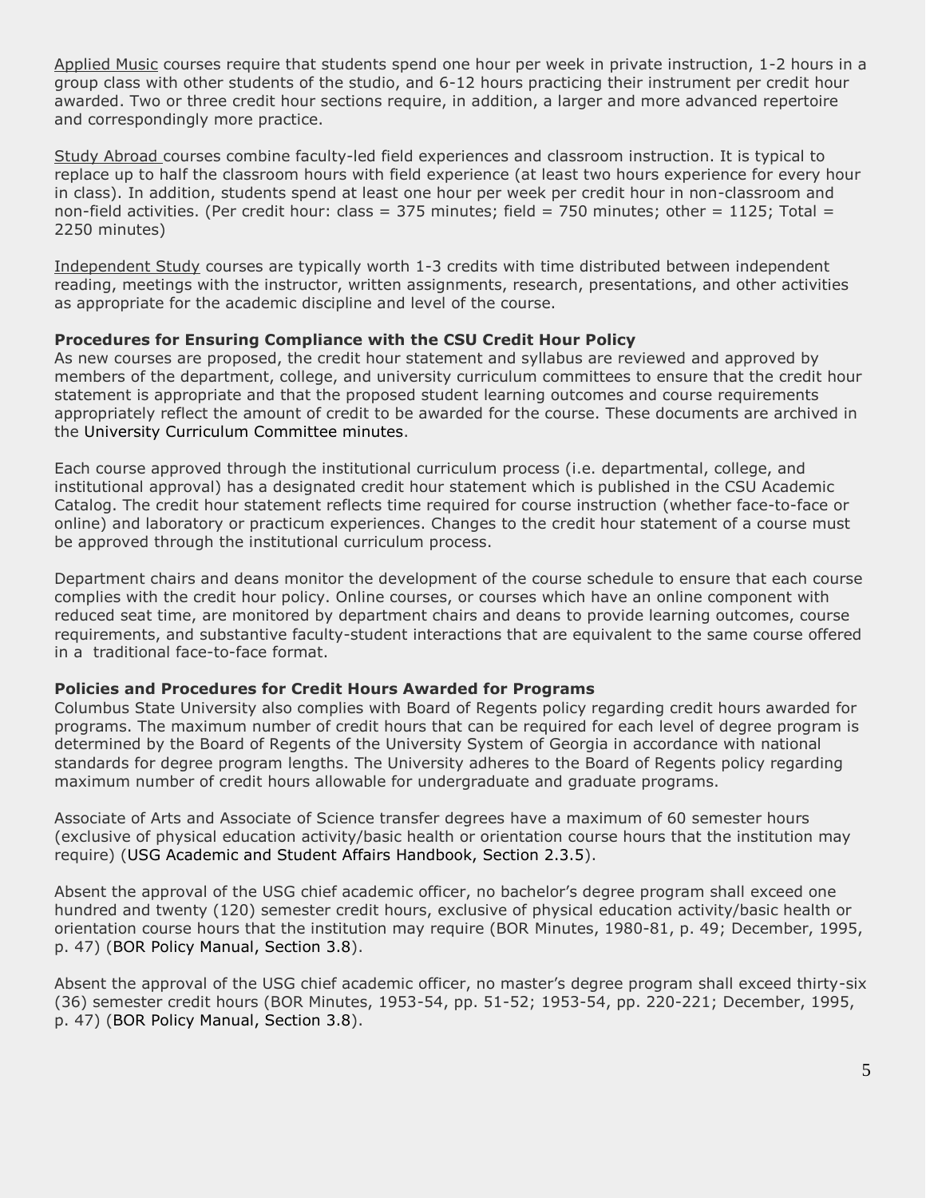Applied Music courses require that students spend one hour per week in private instruction, 1-2 hours in a group class with other students of the studio, and 6-12 hours practicing their instrument per credit hour awarded. Two or three credit hour sections require, in addition, a larger and more advanced repertoire and correspondingly more practice.

Study Abroad courses combine faculty-led field experiences and classroom instruction. It is typical to replace up to half the classroom hours with field experience (at least two hours experience for every hour in class). In addition, students spend at least one hour per week per credit hour in non-classroom and non-field activities. (Per credit hour: class = 375 minutes; field = 750 minutes; other = 1125; Total = 2250 minutes)

Independent Study courses are typically worth 1-3 credits with time distributed between independent reading, meetings with the instructor, written assignments, research, presentations, and other activities as appropriate for the academic discipline and level of the course.

**Procedures for Ensuring Compliance with the CSU Credit Hour Policy**

As new courses are proposed, the credit hour statement and syllabus are reviewed and approved by members of the department, college, and university curriculum committees to ensure that the credit hour statement is appropriate and that the proposed student learning outcomes and course requirements appropriately reflect the amount of credit to be awarded for the course. These documents are archived in the University Curriculum Committee minutes.

Each course approved through the institutional curriculum process (i.e. departmental, college, and institutional approval) has a designated credit hour statement which is published in the CSU Academic Catalog. The credit hour statement reflects time required for course instruction (whether face-to-face or online) and laboratory or practicum experiences. Changes to the credit hour statement of a course must be approved through the institutional curriculum process.

Department chairs and deans monitor the development of the course schedule to ensure that each course complies with the credit hour policy. Online courses, or courses which have an online component with reduced seat time, are monitored by department chairs and deans to provide learning outcomes, course requirements, and substantive faculty-student interactions that are equivalent to the same course offered in a traditional face-to-face format.

**Policies and Procedures for Credit Hours Awarded for Programs**

Columbus State University also complies with Board of Regents policy regarding credit hours awarded for programs. The maximum number of credit hours that can be required for each level of degree program is determined by the Board of Regents of the University System of Georgia in accordance with national standards for degree program lengths. The University adheres to the Board of Regents policy regarding maximum number of credit hours allowable for undergraduate and graduate programs.

Associate of Arts and Associate of Science transfer degrees have a maximum of 60 semester hours (exclusive of physical education activity/basic health or orientation course hours that the institution may require) (USG Academic and Student Affairs Handbook, Section 2.3.5).

Absent the approval of the USG chief academic officer, no bachelor's degree program shall exceed one hundred and twenty (120) semester credit hours, exclusive of physical education activity/basic health or orientation course hours that the institution may require (BOR Minutes, 1980-81, p. 49; December, 1995, p. 47) (BOR Policy Manual, Section 3.8).

Absent the approval of the USG chief academic officer, no master's degree program shall exceed thirty-six (36) semester credit hours (BOR Minutes, 1953-54, pp. 51-52; 1953-54, pp. 220-221; December, 1995, p. 47) (BOR Policy Manual, Section 3.8).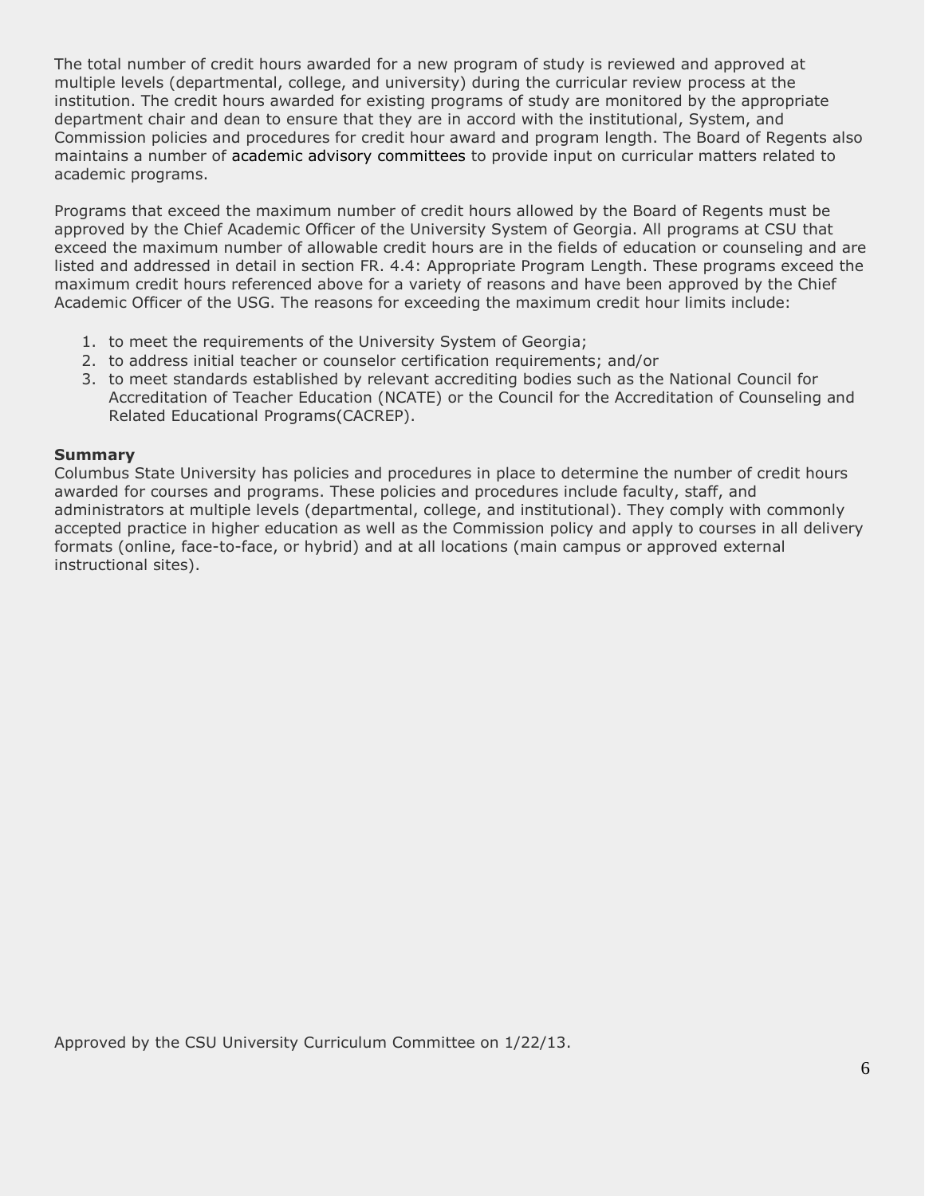The total number of credit hours awarded for a new program of study is reviewed and approved at multiple levels (departmental, college, and university) during the curricular review process at the institution. The credit hours awarded for existing programs of study are monitored by the appropriate department chair and dean to ensure that they are in accord with the institutional, System, and Commission policies and procedures for credit hour award and program length. The Board of Regents also maintains a number of academic advisory committees to provide input on curricular matters related to academic programs.

Programs that exceed the maximum number of credit hours allowed by the Board of Regents must be approved by the Chief Academic Officer of the University System of Georgia. All programs at CSU that exceed the maximum number of allowable credit hours are in the fields of education or counseling and are listed and addressed in detail in section FR. 4.4: Appropriate Program Length. These programs exceed the maximum credit hours referenced above for a variety of reasons and have been approved by the Chief Academic Officer of the USG. The reasons for exceeding the maximum credit hour limits include:

1. to meet the requirements of the University System of Georgia;
2. to address initial teacher or counselor certification requirements; and/or
3. to meet standards established by relevant accrediting bodies such as the National Council for Accreditation of Teacher Education (NCATE) or the Council for the Accreditation of Counseling and Related Educational Programs(CACREP).

**Summary**

Columbus State University has policies and procedures in place to determine the number of credit hours awarded for courses and programs. These policies and procedures include faculty, staff, and administrators at multiple levels (departmental, college, and institutional). They comply with commonly accepted practice in higher education as well as the Commission policy and apply to courses in all delivery formats (online, face-to-face, or hybrid) and at all locations (main campus or approved external instructional sites).

Approved by the CSU University Curriculum Committee on 1/22/13.